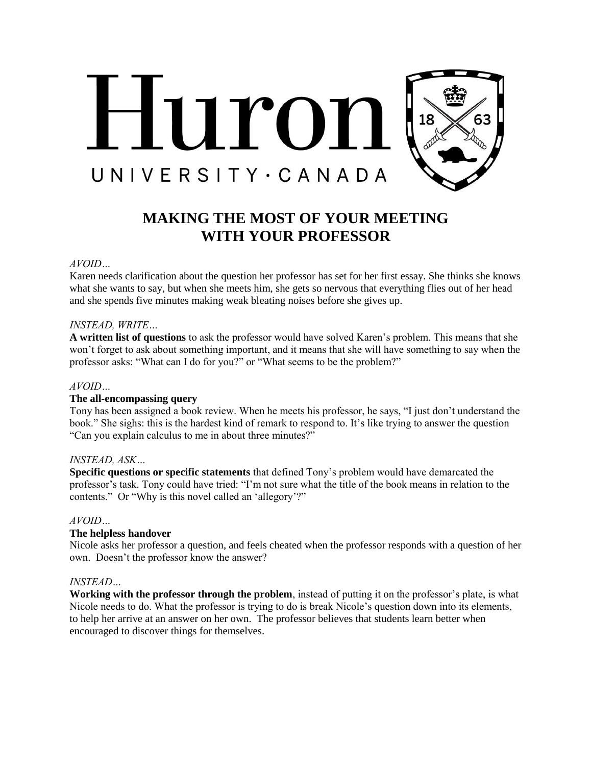Huron

UNIVERSITY · CANADA

# MAKING THE MOST OF YOUR MEETING WITH YOUR PROFESSOR

*AVOID…*

Karen needs clarification about the question her professor has set for her first essay. She thinks she knows what she wants to say, but when she meets him, she gets so nervous that everything flies out of her head and she spends five minutes making weak bleating noises before she gives up.

*INSTEAD, WRITE…*

**A written list of questions** to ask the professor would have solved Karen's problem. This means that she won't forget to ask about something important, and it means that she will have something to say when the professor asks: "What can I do for you?" or "What seems to be the problem?"

*AVOID…*

**The all-encompassing query**

Tony has been assigned a book review. When he meets his professor, he says, "I just don't understand the book." She sighs: this is the hardest kind of remark to respond to. It's like trying to answer the question "Can you explain calculus to me in about three minutes?"

*INSTEAD, ASK…*

**Specific questions or specific statements** that defined Tony's problem would have demarcated the professor's task. Tony could have tried: "I'm not sure what the title of the book means in relation to the contents." Or "Why is this novel called an 'allegory'?"

*AVOID…*

**The helpless handover**

Nicole asks her professor a question, and feels cheated when the professor responds with a question of her own. Doesn't the professor know the answer?

*INSTEAD…*

**Working with the professor through the problem**, instead of putting it on the professor's plate, is what Nicole needs to do. What the professor is trying to do is break Nicole's question down into its elements, to help her arrive at an answer on her own. The professor believes that students learn better when encouraged to discover things for themselves.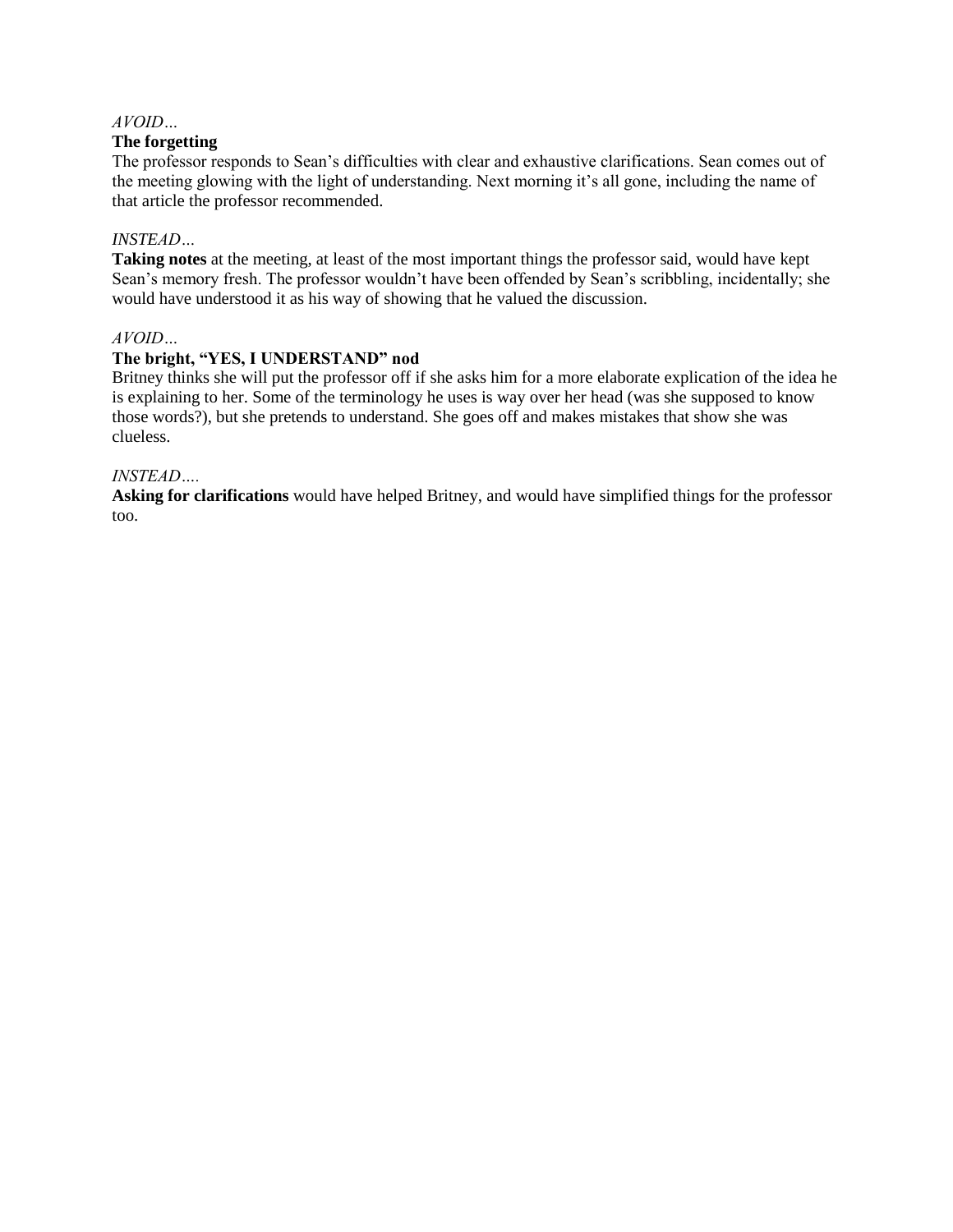*AVOID…*

**The forgetting**

The professor responds to Sean's difficulties with clear and exhaustive clarifications. Sean comes out of the meeting glowing with the light of understanding. Next morning it's all gone, including the name of that article the professor recommended.

*INSTEAD…*

**Taking notes** at the meeting, at least of the most important things the professor said, would have kept Sean's memory fresh. The professor wouldn't have been offended by Sean's scribbling, incidentally; she would have understood it as his way of showing that he valued the discussion.

*AVOID…*

**The bright, "YES, I UNDERSTAND" nod**

Britney thinks she will put the professor off if she asks him for a more elaborate explication of the idea he is explaining to her. Some of the terminology he uses is way over her head (was she supposed to know those words?), but she pretends to understand. She goes off and makes mistakes that show she was clueless.

*INSTEAD….*

**Asking for clarifications** would have helped Britney, and would have simplified things for the professor too.